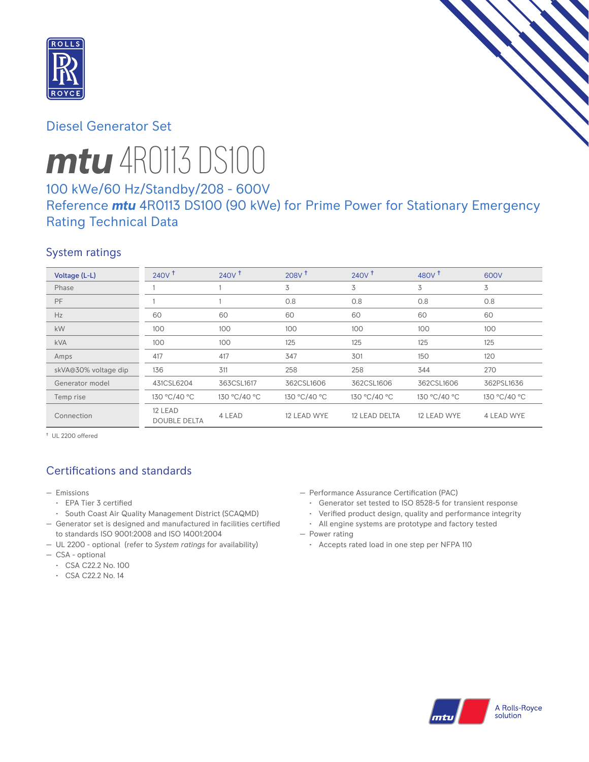Diesel Generator Set

# ***mtu*** 4R0113 DS100

## 100 kWe/60 Hz/Standby/208 - 600V

## Reference ***mtu*** 4R0113 DS100 (90 kWe) for Prime Power for Stationary Emergency Rating Technical Data

### System ratings

| Voltage (L-L) | 240V † | 240V † | 208V † | 240V † | 480V † | 600V |
|---|---|---|---|---|---|---|
| Phase | 1 | 1 | 3 | 3 | 3 | 3 |
| PF | 1 | 1 | 0.8 | 0.8 | 0.8 | 0.8 |
| Hz | 60 | 60 | 60 | 60 | 60 | 60 |
| kW | 100 | 100 | 100 | 100 | 100 | 100 |
| kVA | 100 | 100 | 125 | 125 | 125 | 125 |
| Amps | 417 | 417 | 347 | 301 | 150 | 120 |
| skVA@30% voltage dip | 136 | 311 | 258 | 258 | 344 | 270 |
| Generator model | 431CSL6204 | 363CSL1617 | 362CSL1606 | 362CSL1606 | 362CSL1606 | 362PSL1636 |
| Temp rise | 130 °C/40 °C | 130 °C/40 °C | 130 °C/40 °C | 130 °C/40 °C | 130 °C/40 °C | 130 °C/40 °C |
| Connection | 12 LEAD DOUBLE DELTA | 4 LEAD | 12 LEAD WYE | 12 LEAD DELTA | 12 LEAD WYE | 4 LEAD WYE |

† UL 2200 offered

### Certifications and standards

- Emissions
  - EPA Tier 3 certified
  - South Coast Air Quality Management District (SCAQMD)
- Generator set is designed and manufactured in facilities certified to standards ISO 9001:2008 and ISO 14001:2004
- UL 2200 - optional (refer to *System ratings* for availability)
- CSA - optional
  - CSA C22.2 No. 100
  - CSA C22.2 No. 14
- Performance Assurance Certification (PAC)
  - Generator set tested to ISO 8528-5 for transient response
  - Verified product design, quality and performance integrity
  - All engine systems are prototype and factory tested
- Power rating
  - Accepts rated load in one step per NFPA 110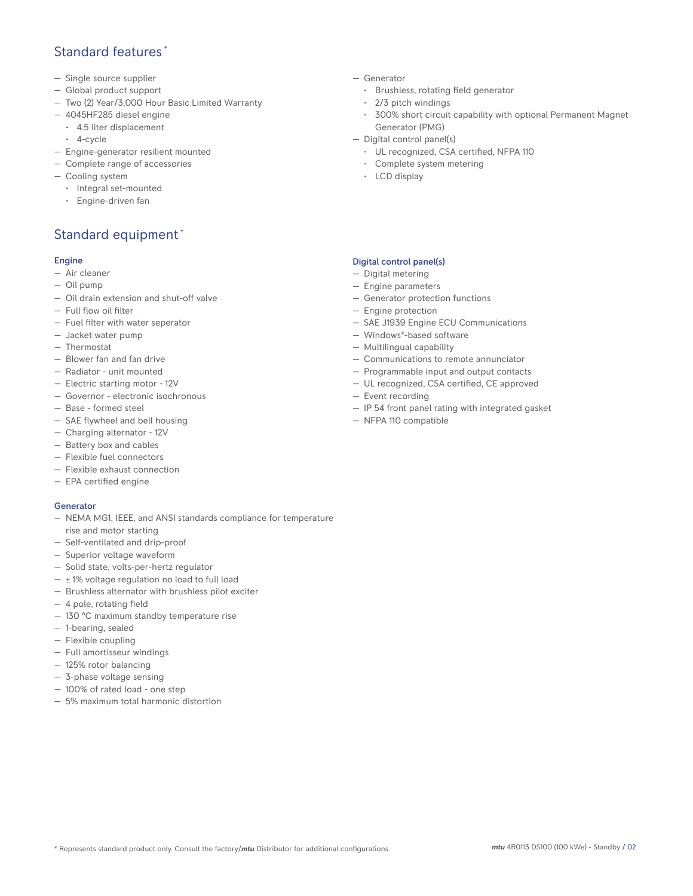## Standard features*

- Single source supplier
- Global product support
- Two (2) Year/3,000 Hour Basic Limited Warranty
- 4045HF285 diesel engine
  - 4.5 liter displacement
  - 4-cycle
- Engine-generator resilient mounted
- Complete range of accessories
- Cooling system
  - Integral set-mounted
  - Engine-driven fan
- Generator
  - Brushless, rotating field generator
  - 2/3 pitch windings
  - 300% short circuit capability with optional Permanent Magnet Generator (PMG)
- Digital control panel(s)
  - UL recognized, CSA certified, NFPA 110
  - Complete system metering
  - LCD display

## Standard equipment*

### Engine

- Air cleaner
- Oil pump
- Oil drain extension and shut-off valve
- Full flow oil filter
- Fuel filter with water seperator
- Jacket water pump
- Thermostat
- Blower fan and fan drive
- Radiator - unit mounted
- Electric starting motor - 12V
- Governor - electronic isochronous
- Base - formed steel
- SAE flywheel and bell housing
- Charging alternator - 12V
- Battery box and cables
- Flexible fuel connectors
- Flexible exhaust connection
- EPA certified engine

### Generator

- NEMA MG1, IEEE, and ANSI standards compliance for temperature rise and motor starting
- Self-ventilated and drip-proof
- Superior voltage waveform
- Solid state, volts-per-hertz regulator
- ± 1% voltage regulation no load to full load
- Brushless alternator with brushless pilot exciter
- 4 pole, rotating field
- 130 °C maximum standby temperature rise
- 1-bearing, sealed
- Flexible coupling
- Full amortisseur windings
- 125% rotor balancing
- 3-phase voltage sensing
- 100% of rated load - one step
- 5% maximum total harmonic distortion

### Digital control panel(s)

- Digital metering
- Engine parameters
- Generator protection functions
- Engine protection
- SAE J1939 Engine ECU Communications
- Windows®-based software
- Multilingual capability
- Communications to remote annunciator
- Programmable input and output contacts
- UL recognized, CSA certified, CE approved
- Event recording
- IP 54 front panel rating with integrated gasket
- NFPA 110 compatible

* Represents standard product only. Consult the factory/*mtu* Distributor for additional configurations.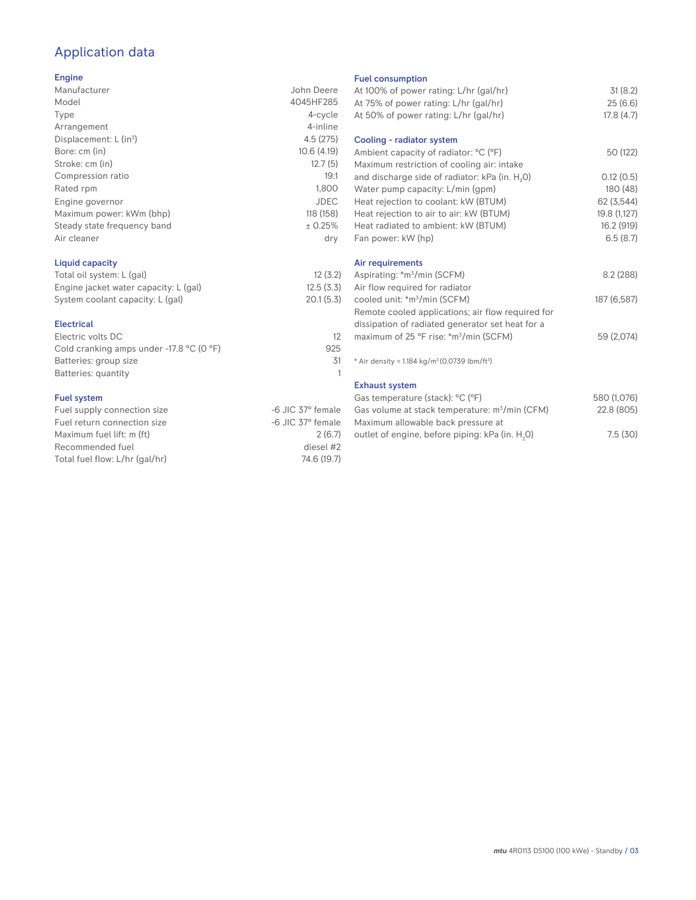# Application data

## Engine

| | |
|---|---|
| Manufacturer | John Deere |
| Model | 4045HF285 |
| Type | 4-cycle |
| Arrangement | 4-inline |
| Displacement: L ($in^3$) | 4.5 (275) |
| Bore: cm (in) | 10.6 (4.19) |
| Stroke: cm (in) | 12.7 (5) |
| Compression ratio | 19:1 |
| Rated rpm | 1,800 |
| Engine governor | JDEC |
| Maximum power: kWm (bhp) | 118 (158) |
| Steady state frequency band | ± 0.25% |
| Air cleaner | dry |

## Liquid capacity

| | |
|---|---|
| Total oil system: L (gal) | 12 (3.2) |
| Engine jacket water capacity: L (gal) | 12.5 (3.3) |
| System coolant capacity: L (gal) | 20.1 (5.3) |

## Electrical

| | |
|---|---|
| Electric volts DC | 12 |
| Cold cranking amps under -17.8 °C (0 °F) | 925 |
| Batteries: group size | 31 |
| Batteries: quantity | 1 |

## Fuel system

| | |
|---|---|
| Fuel supply connection size | -6 JIC 37° female |
| Fuel return connection size | -6 JIC 37° female |
| Maximum fuel lift: m (ft) | 2 (6.7) |
| Recommended fuel | diesel #2 |
| Total fuel flow: L/hr (gal/hr) | 74.6 (19.7) |

## Fuel consumption

| | |
|---|---|
| At 100% of power rating: L/hr (gal/hr) | 31 (8.2) |
| At 75% of power rating: L/hr (gal/hr) | 25 (6.6) |
| At 50% of power rating: L/hr (gal/hr) | 17.8 (4.7) |

## Cooling - radiator system

| | |
|---|---|
| Ambient capacity of radiator: °C (°F) | 50 (122) |
| Maximum restriction of cooling air: intake and discharge side of radiator: kPa (in. $H_2O$) | 0.12 (0.5) |
| Water pump capacity: L/min (gpm) | 180 (48) |
| Heat rejection to coolant: kW (BTUM) | 62 (3,544) |
| Heat rejection to air to air: kW (BTUM) | 19.8 (1,127) |
| Heat radiated to ambient: kW (BTUM) | 16.2 (919) |
| Fan power: kW (hp) | 6.5 (8.7) |

## Air requirements

| | |
|---|---|
| Aspirating: *$m^3$/min (SCFM) | 8.2 (288) |
| Air flow required for radiator cooled unit: *$m^3$/min (SCFM) | 187 (6,587) |
| Remote cooled applications; air flow required for dissipation of radiated generator set heat for a maximum of 25 °F rise: *$m^3$/min (SCFM) | 59 (2,074) |

* Air density = 1.184 kg/$m^3$ (0.0739 lbm/$ft^3$)

## Exhaust system

| | |
|---|---|
| Gas temperature (stack): °C (°F) | 580 (1,076) |
| Gas volume at stack temperature: $m^3$/min (CFM) | 22.8 (805) |
| Maximum allowable back pressure at outlet of engine, before piping: kPa (in. $H_2O$) | 7.5 (30) |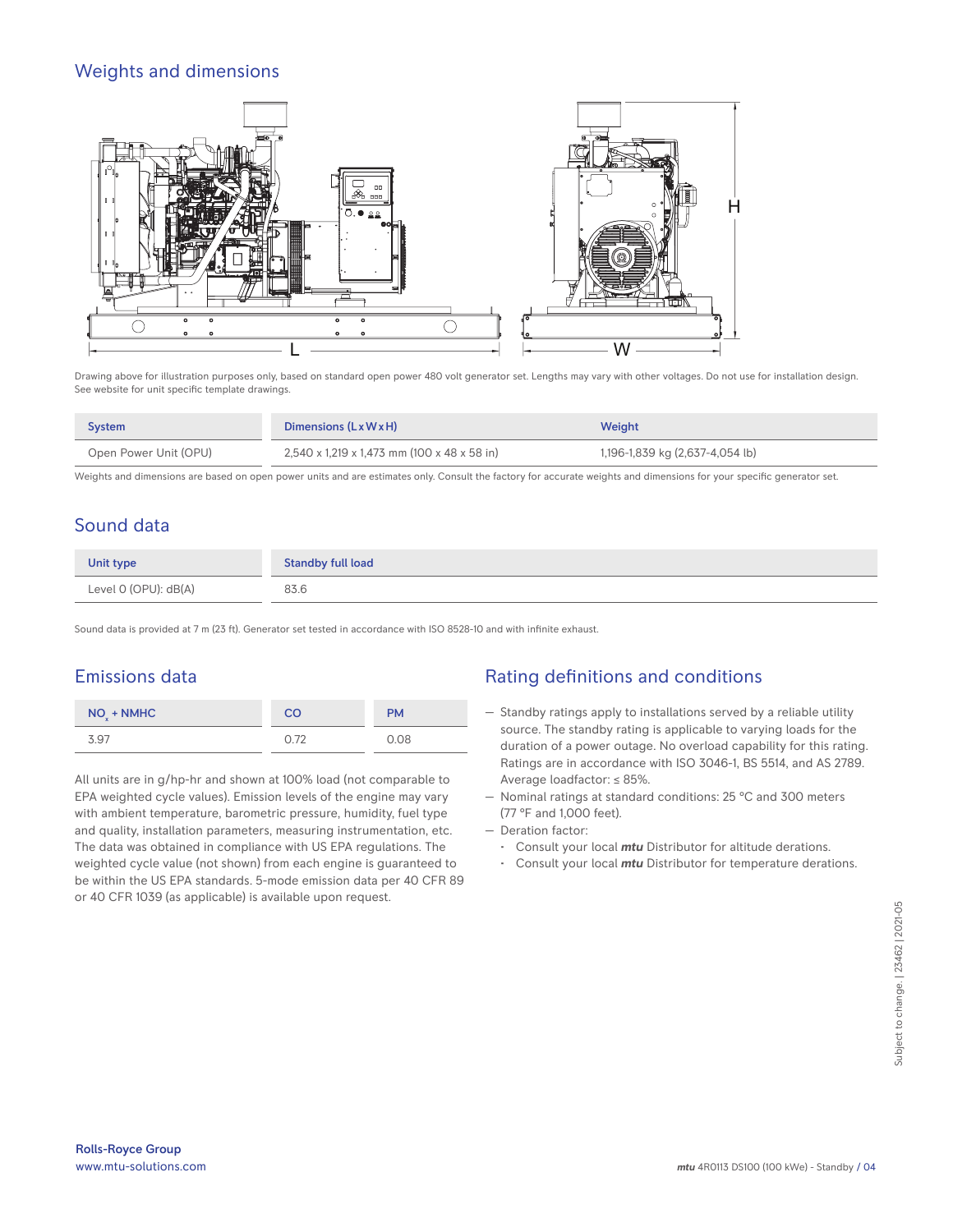## Weights and dimensions

L

W

H

Drawing above for illustration purposes only, based on standard open power 480 volt generator set. Lengths may vary with other voltages. Do not use for installation design. See website for unit specific template drawings.

| System | Dimensions (L x W x H) | Weight |
|---|---|---|
| Open Power Unit (OPU) | 2,540 x 1,219 x 1,473 mm (100 x 48 x 58 in) | 1,196-1,839 kg (2,637-4,054 lb) |

Weights and dimensions are based on open power units and are estimates only. Consult the factory for accurate weights and dimensions for your specific generator set.

## Sound data

| Unit type | Standby full load |
|---|---|
| Level 0 (OPU): dB(A) | 83.6 |

Sound data is provided at 7 m (23 ft). Generator set tested in accordance with ISO 8528-10 and with infinite exhaust.

## Emissions data

| $NO_x$ + NMHC | CO | PM |
|---|---|---|
| 3.97 | 0.72 | 0.08 |

All units are in g/hp-hr and shown at 100% load (not comparable to EPA weighted cycle values). Emission levels of the engine may vary with ambient temperature, barometric pressure, humidity, fuel type and quality, installation parameters, measuring instrumentation, etc. The data was obtained in compliance with US EPA regulations. The weighted cycle value (not shown) from each engine is guaranteed to be within the US EPA standards. 5-mode emission data per 40 CFR 89 or 40 CFR 1039 (as applicable) is available upon request.

## Rating definitions and conditions

- Standby ratings apply to installations served by a reliable utility source. The standby rating is applicable to varying loads for the duration of a power outage. No overload capability for this rating. Ratings are in accordance with ISO 3046-1, BS 5514, and AS 2789. Average loadfactor: ≤ 85%.
- Nominal ratings at standard conditions: 25 °C and 300 meters (77 °F and 1,000 feet).
- Deration factor:
  - Consult your local ***mtu*** Distributor for altitude derations.
  - Consult your local ***mtu*** Distributor for temperature derations.

Subject to change. | 23462 | 2021-05

Rolls-Royce Group
www.mtu-solutions.com